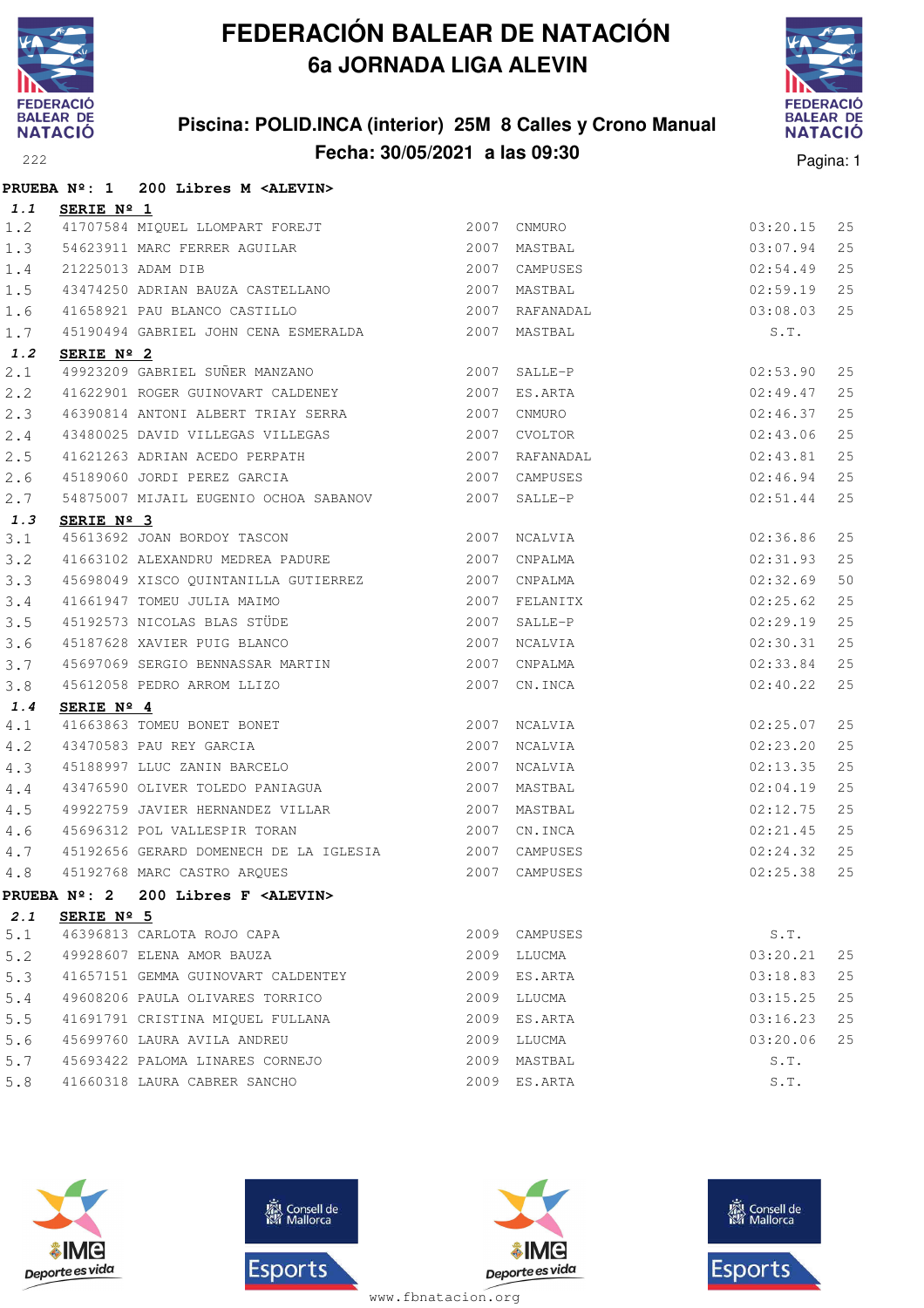# FEDERACIÓN BALEAR DE NATACIÓN

## 6a JORNADA LIGA ALEVIN

### Piscina: POLID.INCA (interior) 25M 8 Calles y Crono Manual

### Fecha: 30/05/2021 a las 09:30

**PRUEBA Nº: 1 200 Libres M <ALEVIN>**

**1.1 SERIE Nº 1**

| | | | | | | |
|---|---|---|---|---|---|---|
| 1.2 | 41707584 | MIQUEL LLOMPART FOREJT | 2007 | CNMURO | 03:20.15 | 25 |
| 1.3 | 54623911 | MARC FERRER AGUILAR | 2007 | MASTBAL | 03:07.94 | 25 |
| 1.4 | 21225013 | ADAM DIB | 2007 | CAMPUSES | 02:54.49 | 25 |
| 1.5 | 43474250 | ADRIAN BAUZA CASTELLANO | 2007 | MASTBAL | 02:59.19 | 25 |
| 1.6 | 41658921 | PAU BLANCO CASTILLO | 2007 | RAFANADAL | 03:08.03 | 25 |
| 1.7 | 45190494 | GABRIEL JOHN CENA ESMERALDA | 2007 | MASTBAL | S.T. | |

**1.2 SERIE Nº 2**

| | | | | | | |
|---|---|---|---|---|---|---|
| 2.1 | 49923209 | GABRIEL SUÑER MANZANO | 2007 | SALLE-P | 02:53.90 | 25 |
| 2.2 | 41622901 | ROGER GUINOVART CALDENEY | 2007 | ES.ARTA | 02:49.47 | 25 |
| 2.3 | 46390814 | ANTONI ALBERT TRIAY SERRA | 2007 | CNMURO | 02:46.37 | 25 |
| 2.4 | 43480025 | DAVID VILLEGAS VILLEGAS | 2007 | CVOLTOR | 02:43.06 | 25 |
| 2.5 | 41621263 | ADRIAN ACEDO PERPATH | 2007 | RAFANADAL | 02:43.81 | 25 |
| 2.6 | 45189060 | JORDI PEREZ GARCIA | 2007 | CAMPUSES | 02:46.94 | 25 |
| 2.7 | 54875007 | MIJAIL EUGENIO OCHOA SABANOV | 2007 | SALLE-P | 02:51.44 | 25 |

**1.3 SERIE Nº 3**

| | | | | | | |
|---|---|---|---|---|---|---|
| 3.1 | 45613692 | JOAN BORDOY TASCON | 2007 | NCALVIA | 02:36.86 | 25 |
| 3.2 | 41663102 | ALEXANDRU MEDREA PADURE | 2007 | CNPALMA | 02:31.93 | 25 |
| 3.3 | 45698049 | XISCO QUINTANILLA GUTIERREZ | 2007 | CNPALMA | 02:32.69 | 50 |
| 3.4 | 41661947 | TOMEU JULIA MAIMO | 2007 | FELANITX | 02:25.62 | 25 |
| 3.5 | 45192573 | NICOLAS BLAS STÜDE | 2007 | SALLE-P | 02:29.19 | 25 |
| 3.6 | 45187628 | XAVIER PUIG BLANCO | 2007 | NCALVIA | 02:30.31 | 25 |
| 3.7 | 45697069 | SERGIO BENNASSAR MARTIN | 2007 | CNPALMA | 02:33.84 | 25 |
| 3.8 | 45612058 | PEDRO ARROM LLIZO | 2007 | CN.INCA | 02:40.22 | 25 |

**1.4 SERIE Nº 4**

| | | | | | | |
|---|---|---|---|---|---|---|
| 4.1 | 41663863 | TOMEU BONET BONET | 2007 | NCALVIA | 02:25.07 | 25 |
| 4.2 | 43470583 | PAU REY GARCIA | 2007 | NCALVIA | 02:23.20 | 25 |
| 4.3 | 45188997 | LLUC ZANIN BARCELO | 2007 | NCALVIA | 02:13.35 | 25 |
| 4.4 | 43476590 | OLIVER TOLEDO PANIAGUA | 2007 | MASTBAL | 02:04.19 | 25 |
| 4.5 | 49922759 | JAVIER HERNANDEZ VILLAR | 2007 | MASTBAL | 02:12.75 | 25 |
| 4.6 | 45696312 | POL VALLESPIR TORAN | 2007 | CN.INCA | 02:21.45 | 25 |
| 4.7 | 45192656 | GERARD DOMENECH DE LA IGLESIA | 2007 | CAMPUSES | 02:24.32 | 25 |
| 4.8 | 45192768 | MARC CASTRO ARQUES | 2007 | CAMPUSES | 02:25.38 | 25 |

**PRUEBA Nº: 2 200 Libres F <ALEVIN>**

**2.1 SERIE Nº 5**

| | | | | | | |
|---|---|---|---|---|---|---|
| 5.1 | 46396813 | CARLOTA ROJO CAPA | 2009 | CAMPUSES | S.T. | |
| 5.2 | 49928607 | ELENA AMOR BAUZA | 2009 | LLUCMA | 03:20.21 | 25 |
| 5.3 | 41657151 | GEMMA GUINOVART CALDENTEY | 2009 | ES.ARTA | 03:18.83 | 25 |
| 5.4 | 49608206 | PAULA OLIVARES TORRICO | 2009 | LLUCMA | 03:15.25 | 25 |
| 5.5 | 41691791 | CRISTINA MIQUEL FULLANA | 2009 | ES.ARTA | 03:16.23 | 25 |
| 5.6 | 45699760 | LAURA AVILA ANDREU | 2009 | LLUCMA | 03:20.06 | 25 |
| 5.7 | 45693422 | PALOMA LINARES CORNEJO | 2009 | MASTBAL | S.T. | |
| 5.8 | 41660318 | LAURA CABRER SANCHO | 2009 | ES.ARTA | S.T. | |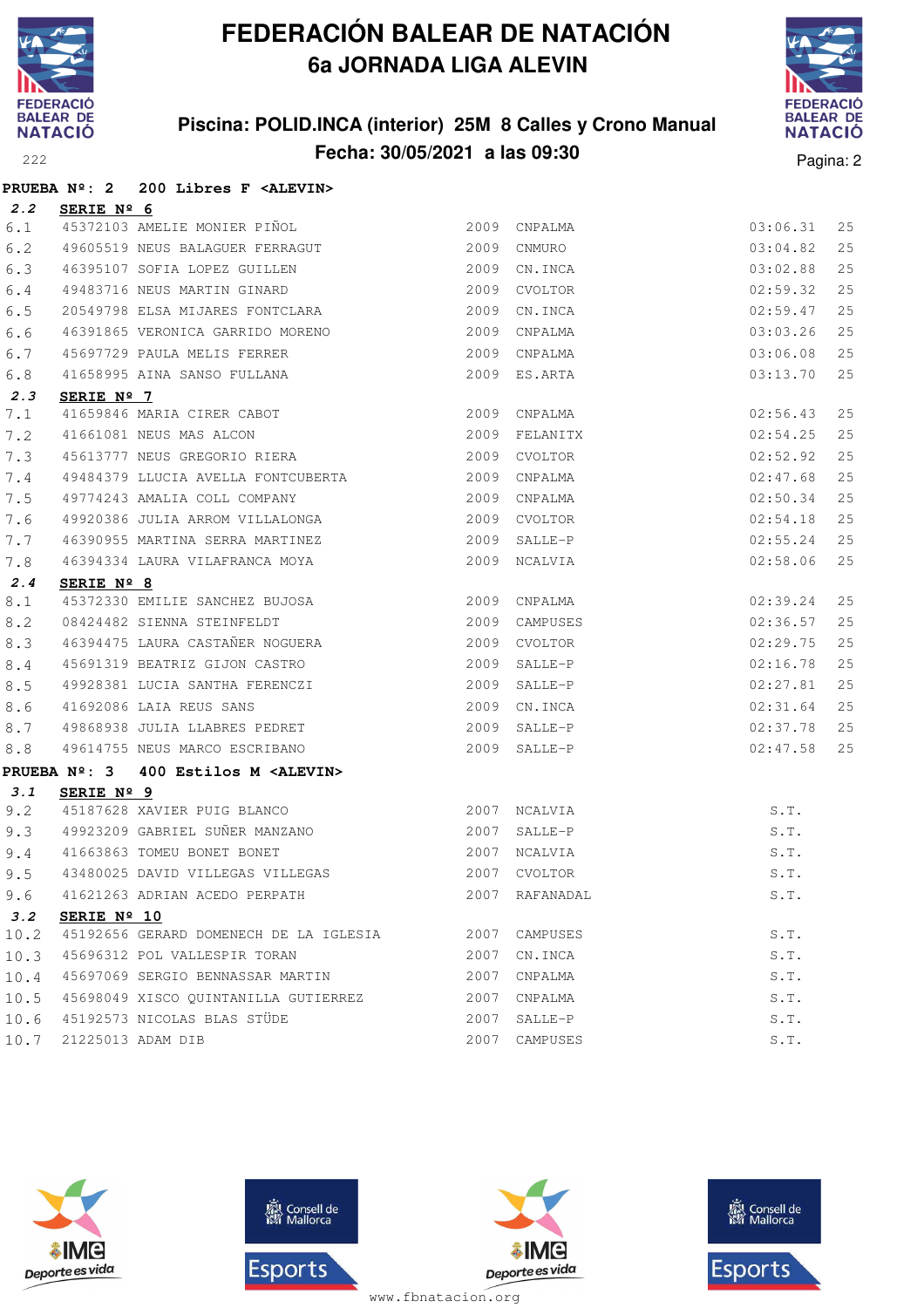# FEDERACIÓN BALEAR DE NATACIÓN

## 6a JORNADA LIGA ALEVIN

### Piscina: POLID.INCA (interior) 25M 8 Calles y Crono Manual
### Fecha: 30/05/2021 a las 09:30

**PRUEBA Nº: 2 200 Libres F <ALEVIN>**

**2.2 SERIE Nº 6**

| Pos | Licencia | Nombre | Año | Club | Tiempo | |
|---|---|---|---|---|---|---|
| 6.1 | 45372103 | AMELIE MONIER PIÑOL | 2009 | CNPALMA | 03:06.31 | 25 |
| 6.2 | 49605519 | NEUS BALAGUER FERRAGUT | 2009 | CNMURO | 03:04.82 | 25 |
| 6.3 | 46395107 | SOFIA LOPEZ GUILLEN | 2009 | CN.INCA | 03:02.88 | 25 |
| 6.4 | 49483716 | NEUS MARTIN GINARD | 2009 | CVOLTOR | 02:59.32 | 25 |
| 6.5 | 20549798 | ELSA MIJARES FONTCLARA | 2009 | CN.INCA | 02:59.47 | 25 |
| 6.6 | 46391865 | VERONICA GARRIDO MORENO | 2009 | CNPALMA | 03:03.26 | 25 |
| 6.7 | 45697729 | PAULA MELIS FERRER | 2009 | CNPALMA | 03:06.08 | 25 |
| 6.8 | 41658995 | AINA SANSO FULLANA | 2009 | ES.ARTA | 03:13.70 | 25 |

**2.3 SERIE Nº 7**

| Pos | Licencia | Nombre | Año | Club | Tiempo | |
|---|---|---|---|---|---|---|
| 7.1 | 41659846 | MARIA CIRER CABOT | 2009 | CNPALMA | 02:56.43 | 25 |
| 7.2 | 41661081 | NEUS MAS ALCON | 2009 | FELANITX | 02:54.25 | 25 |
| 7.3 | 45613777 | NEUS GREGORIO RIERA | 2009 | CVOLTOR | 02:52.92 | 25 |
| 7.4 | 49484379 | LLUCIA AVELLA FONTCUBERTA | 2009 | CNPALMA | 02:47.68 | 25 |
| 7.5 | 49774243 | AMALIA COLL COMPANY | 2009 | CNPALMA | 02:50.34 | 25 |
| 7.6 | 49920386 | JULIA ARROM VILLALONGA | 2009 | CVOLTOR | 02:54.18 | 25 |
| 7.7 | 46390955 | MARTINA SERRA MARTINEZ | 2009 | SALLE-P | 02:55.24 | 25 |
| 7.8 | 46394334 | LAURA VILAFRANCA MOYA | 2009 | NCALVIA | 02:58.06 | 25 |

**2.4 SERIE Nº 8**

| Pos | Licencia | Nombre | Año | Club | Tiempo | |
|---|---|---|---|---|---|---|
| 8.1 | 45372330 | EMILIE SANCHEZ BUJOSA | 2009 | CNPALMA | 02:39.24 | 25 |
| 8.2 | 08424482 | SIENNA STEINFELDT | 2009 | CAMPUSES | 02:36.57 | 25 |
| 8.3 | 46394475 | LAURA CASTAÑER NOGUERA | 2009 | CVOLTOR | 02:29.75 | 25 |
| 8.4 | 45691319 | BEATRIZ GIJON CASTRO | 2009 | SALLE-P | 02:16.78 | 25 |
| 8.5 | 49928381 | LUCIA SANTHA FERENCZI | 2009 | SALLE-P | 02:27.81 | 25 |
| 8.6 | 41692086 | LAIA REUS SANS | 2009 | CN.INCA | 02:31.64 | 25 |
| 8.7 | 49868938 | JULIA LLABRES PEDRET | 2009 | SALLE-P | 02:37.78 | 25 |
| 8.8 | 49614755 | NEUS MARCO ESCRIBANO | 2009 | SALLE-P | 02:47.58 | 25 |

**PRUEBA Nº: 3 400 Estilos M <ALEVIN>**

**3.1 SERIE Nº 9**

| Pos | Licencia | Nombre | Año | Club | Tiempo |
|---|---|---|---|---|---|
| 9.2 | 45187628 | XAVIER PUIG BLANCO | 2007 | NCALVIA | S.T. |
| 9.3 | 49923209 | GABRIEL SUÑER MANZANO | 2007 | SALLE-P | S.T. |
| 9.4 | 41663863 | TOMEU BONET BONET | 2007 | NCALVIA | S.T. |
| 9.5 | 43480025 | DAVID VILLEGAS VILLEGAS | 2007 | CVOLTOR | S.T. |
| 9.6 | 41621263 | ADRIAN ACEDO PERPATH | 2007 | RAFANADAL | S.T. |

**3.2 SERIE Nº 10**

| Pos | Licencia | Nombre | Año | Club | Tiempo |
|---|---|---|---|---|---|
| 10.2 | 45192656 | GERARD DOMENECH DE LA IGLESIA | 2007 | CAMPUSES | S.T. |
| 10.3 | 45696312 | POL VALLESPIR TORAN | 2007 | CN.INCA | S.T. |
| 10.4 | 45697069 | SERGIO BENNASSAR MARTIN | 2007 | CNPALMA | S.T. |
| 10.5 | 45698049 | XISCO QUINTANILLA GUTIERREZ | 2007 | CNPALMA | S.T. |
| 10.6 | 45192573 | NICOLAS BLAS STÜDE | 2007 | SALLE-P | S.T. |
| 10.7 | 21225013 | ADAM DIB | 2007 | CAMPUSES | S.T. |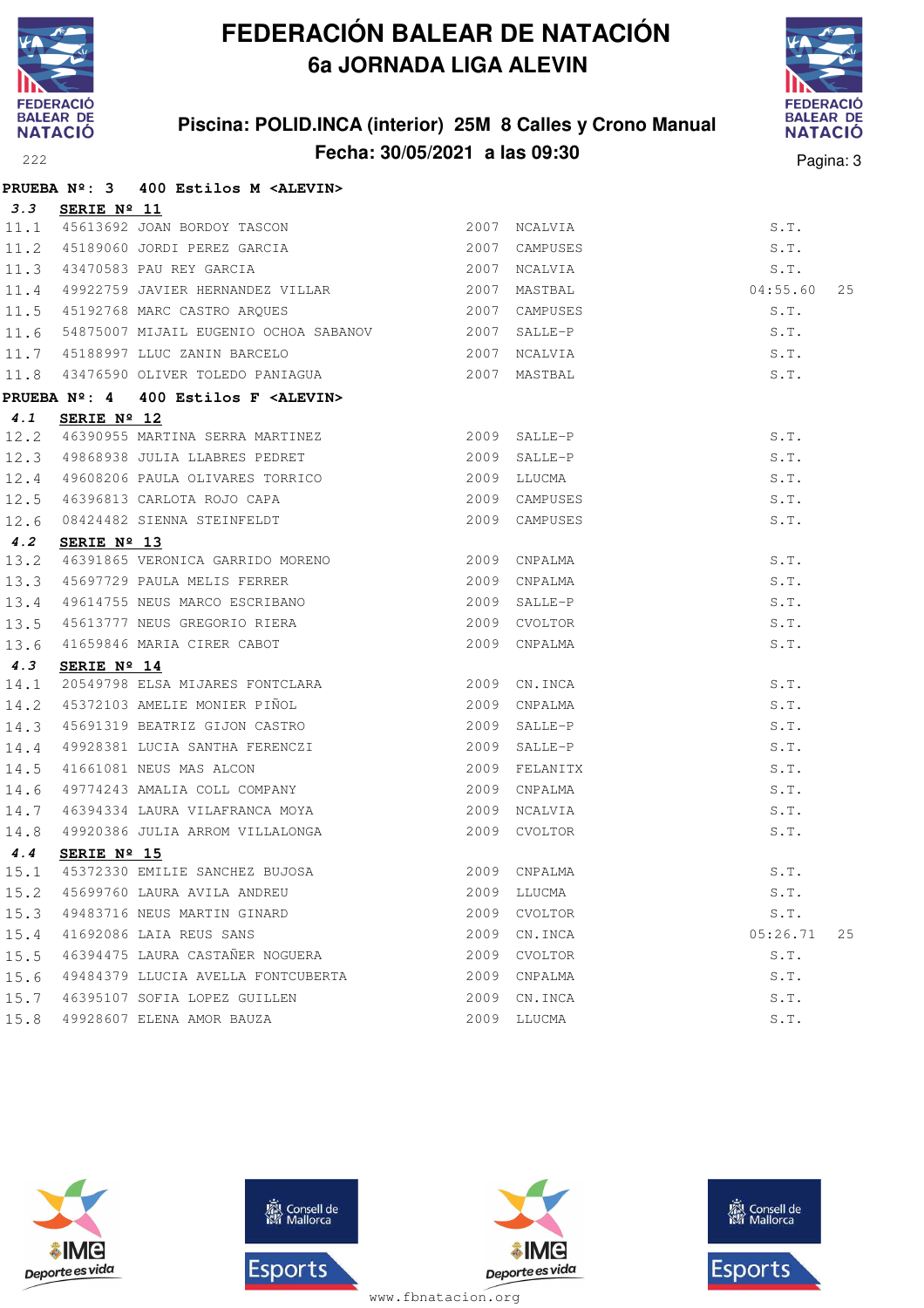# FEDERACIÓN BALEAR DE NATACIÓN

## 6a JORNADA LIGA ALEVIN

### Piscina: POLID.INCA (interior) 25M 8 Calles y Crono Manual

### Fecha: 30/05/2021 a las 09:30

**PRUEBA Nº: 3 400 Estilos M <ALEVIN>**

***3.3*** **SERIE Nº 11**

| | | | | | | |
|---|---|---|---|---|---|---|
| 11.1 | 45613692 | JOAN BORDOY TASCON | 2007 | NCALVIA | S.T. | |
| 11.2 | 45189060 | JORDI PEREZ GARCIA | 2007 | CAMPUSES | S.T. | |
| 11.3 | 43470583 | PAU REY GARCIA | 2007 | NCALVIA | S.T. | |
| 11.4 | 49922759 | JAVIER HERNANDEZ VILLAR | 2007 | MASTBAL | 04:55.60 | 25 |
| 11.5 | 45192768 | MARC CASTRO ARQUES | 2007 | CAMPUSES | S.T. | |
| 11.6 | 54875007 | MIJAIL EUGENIO OCHOA SABANOV | 2007 | SALLE-P | S.T. | |
| 11.7 | 45188997 | LLUC ZANIN BARCELO | 2007 | NCALVIA | S.T. | |
| 11.8 | 43476590 | OLIVER TOLEDO PANIAGUA | 2007 | MASTBAL | S.T. | |

**PRUEBA Nº: 4 400 Estilos F <ALEVIN>**

***4.1*** **SERIE Nº 12**

| | | | | | | |
|---|---|---|---|---|---|---|
| 12.2 | 46390955 | MARTINA SERRA MARTINEZ | 2009 | SALLE-P | S.T. | |
| 12.3 | 49868938 | JULIA LLABRES PEDRET | 2009 | SALLE-P | S.T. | |
| 12.4 | 49608206 | PAULA OLIVARES TORRICO | 2009 | LLUCMA | S.T. | |
| 12.5 | 46396813 | CARLOTA ROJO CAPA | 2009 | CAMPUSES | S.T. | |
| 12.6 | 08424482 | SIENNA STEINFELDT | 2009 | CAMPUSES | S.T. | |

***4.2*** **SERIE Nº 13**

| | | | | | | |
|---|---|---|---|---|---|---|
| 13.2 | 46391865 | VERONICA GARRIDO MORENO | 2009 | CNPALMA | S.T. | |
| 13.3 | 45697729 | PAULA MELIS FERRER | 2009 | CNPALMA | S.T. | |
| 13.4 | 49614755 | NEUS MARCO ESCRIBANO | 2009 | SALLE-P | S.T. | |
| 13.5 | 45613777 | NEUS GREGORIO RIERA | 2009 | CVOLTOR | S.T. | |
| 13.6 | 41659846 | MARIA CIRER CABOT | 2009 | CNPALMA | S.T. | |

***4.3*** **SERIE Nº 14**

| | | | | | | |
|---|---|---|---|---|---|---|
| 14.1 | 20549798 | ELSA MIJARES FONTCLARA | 2009 | CN.INCA | S.T. | |
| 14.2 | 45372103 | AMELIE MONIER PIÑOL | 2009 | CNPALMA | S.T. | |
| 14.3 | 45691319 | BEATRIZ GIJON CASTRO | 2009 | SALLE-P | S.T. | |
| 14.4 | 49928381 | LUCIA SANTHA FERENCZI | 2009 | SALLE-P | S.T. | |
| 14.5 | 41661081 | NEUS MAS ALCON | 2009 | FELANITX | S.T. | |
| 14.6 | 49774243 | AMALIA COLL COMPANY | 2009 | CNPALMA | S.T. | |
| 14.7 | 46394334 | LAURA VILAFRANCA MOYA | 2009 | NCALVIA | S.T. | |
| 14.8 | 49920386 | JULIA ARROM VILLALONGA | 2009 | CVOLTOR | S.T. | |

***4.4*** **SERIE Nº 15**

| | | | | | | |
|---|---|---|---|---|---|---|
| 15.1 | 45372330 | EMILIE SANCHEZ BUJOSA | 2009 | CNPALMA | S.T. | |
| 15.2 | 45699760 | LAURA AVILA ANDREU | 2009 | LLUCMA | S.T. | |
| 15.3 | 49483716 | NEUS MARTIN GINARD | 2009 | CVOLTOR | S.T. | |
| 15.4 | 41692086 | LAIA REUS SANS | 2009 | CN.INCA | 05:26.71 | 25 |
| 15.5 | 46394475 | LAURA CASTAÑER NOGUERA | 2009 | CVOLTOR | S.T. | |
| 15.6 | 49484379 | LLUCIA AVELLA FONTCUBERTA | 2009 | CNPALMA | S.T. | |
| 15.7 | 46395107 | SOFIA LOPEZ GUILLEN | 2009 | CN.INCA | S.T. | |
| 15.8 | 49928607 | ELENA AMOR BAUZA | 2009 | LLUCMA | S.T. | |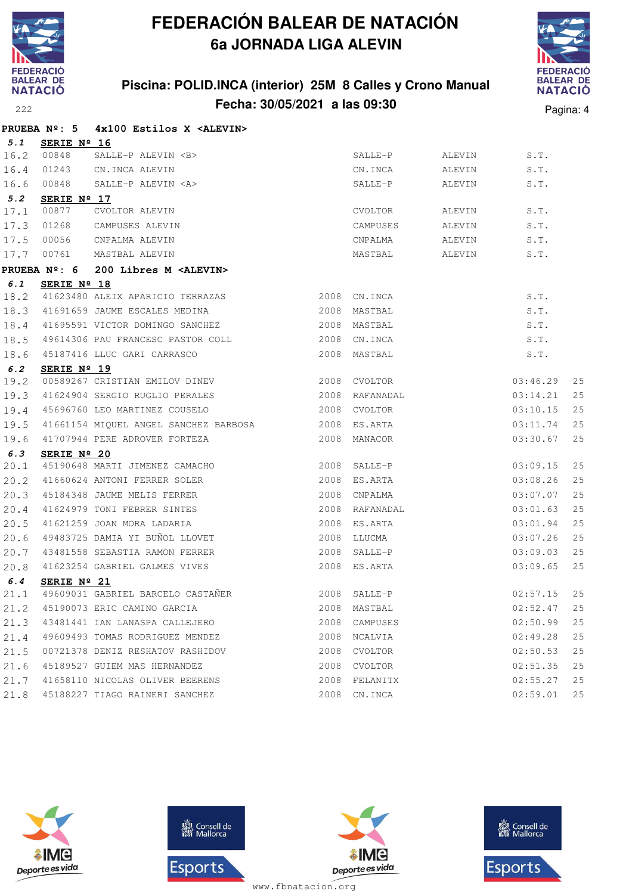# FEDERACIÓN BALEAR DE NATACIÓN
## 6a JORNADA LIGA ALEVIN

**Piscina: POLID.INCA (interior) 25M 8 Calles y Crono Manual**
**Fecha: 30/05/2021 a las 09:30**

222

**PRUEBA Nº: 5 4x100 Estilos X <ALEVIN>**

**5.1 SERIE Nº 16**

| | | | | | | |
|---|---|---|---|---|---|---|
| 16.2 | 00848 | SALLE-P ALEVIN <B> | SALLE-P | ALEVIN | S.T. | |
| 16.4 | 01243 | CN.INCA ALEVIN | CN.INCA | ALEVIN | S.T. | |
| 16.6 | 00848 | SALLE-P ALEVIN <A> | SALLE-P | ALEVIN | S.T. | |

**5.2 SERIE Nº 17**

| | | | | | | |
|---|---|---|---|---|---|---|
| 17.1 | 00877 | CVOLTOR ALEVIN | CVOLTOR | ALEVIN | S.T. | |
| 17.3 | 01268 | CAMPUSES ALEVIN | CAMPUSES | ALEVIN | S.T. | |
| 17.5 | 00056 | CNPALMA ALEVIN | CNPALMA | ALEVIN | S.T. | |
| 17.7 | 00761 | MASTBAL ALEVIN | MASTBAL | ALEVIN | S.T. | |

**PRUEBA Nº: 6 200 Libres M <ALEVIN>**

**6.1 SERIE Nº 18**

| | | | | | | |
|---|---|---|---|---|---|---|
| 18.2 | 41623480 | ALEIX APARICIO TERRAZAS | 2008 | CN.INCA | S.T. | |
| 18.3 | 41691659 | JAUME ESCALES MEDINA | 2008 | MASTBAL | S.T. | |
| 18.4 | 41695591 | VICTOR DOMINGO SANCHEZ | 2008 | MASTBAL | S.T. | |
| 18.5 | 49614306 | PAU FRANCESC PASTOR COLL | 2008 | CN.INCA | S.T. | |
| 18.6 | 45187416 | LLUC GARI CARRASCO | 2008 | MASTBAL | S.T. | |

**6.2 SERIE Nº 19**

| | | | | | | |
|---|---|---|---|---|---|---|
| 19.2 | 00589267 | CRISTIAN EMILOV DINEV | 2008 | CVOLTOR | 03:46.29 | 25 |
| 19.3 | 41624904 | SERGIO RUGLIO PERALES | 2008 | RAFANADAL | 03:14.21 | 25 |
| 19.4 | 45696760 | LEO MARTINEZ COUSELO | 2008 | CVOLTOR | 03:10.15 | 25 |
| 19.5 | 41661154 | MIQUEL ANGEL SANCHEZ BARBOSA | 2008 | ES.ARTA | 03:11.74 | 25 |
| 19.6 | 41707944 | PERE ADROVER FORTEZA | 2008 | MANACOR | 03:30.67 | 25 |

**6.3 SERIE Nº 20**

| | | | | | | |
|---|---|---|---|---|---|---|
| 20.1 | 45190648 | MARTI JIMENEZ CAMACHO | 2008 | SALLE-P | 03:09.15 | 25 |
| 20.2 | 41660624 | ANTONI FERRER SOLER | 2008 | ES.ARTA | 03:08.26 | 25 |
| 20.3 | 45184348 | JAUME MELIS FERRER | 2008 | CNPALMA | 03:07.07 | 25 |
| 20.4 | 41624979 | TONI FEBRER SINTES | 2008 | RAFANADAL | 03:01.63 | 25 |
| 20.5 | 41621259 | JOAN MORA LADARIA | 2008 | ES.ARTA | 03:01.94 | 25 |
| 20.6 | 49483725 | DAMIA YI BUÑOL LLOVET | 2008 | LLUCMA | 03:07.26 | 25 |
| 20.7 | 43481558 | SEBASTIA RAMON FERRER | 2008 | SALLE-P | 03:09.03 | 25 |
| 20.8 | 41623254 | GABRIEL GALMES VIVES | 2008 | ES.ARTA | 03:09.65 | 25 |

**6.4 SERIE Nº 21**

| | | | | | | |
|---|---|---|---|---|---|---|
| 21.1 | 49609031 | GABRIEL BARCELO CASTAÑER | 2008 | SALLE-P | 02:57.15 | 25 |
| 21.2 | 45190073 | ERIC CAMINO GARCIA | 2008 | MASTBAL | 02:52.47 | 25 |
| 21.3 | 43481441 | IAN LANASPA CALLEJERO | 2008 | CAMPUSES | 02:50.99 | 25 |
| 21.4 | 49609493 | TOMAS RODRIGUEZ MENDEZ | 2008 | NCALVIA | 02:49.28 | 25 |
| 21.5 | 00721378 | DENIZ RESHATOV RASHIDOV | 2008 | CVOLTOR | 02:50.53 | 25 |
| 21.6 | 45189527 | GUIEM MAS HERNANDEZ | 2008 | CVOLTOR | 02:51.35 | 25 |
| 21.7 | 41658110 | NICOLAS OLIVER BEERENS | 2008 | FELANITX | 02:55.27 | 25 |
| 21.8 | 45188227 | TIAGO RAINERI SANCHEZ | 2008 | CN.INCA | 02:59.01 | 25 |

www.fbnatacion.org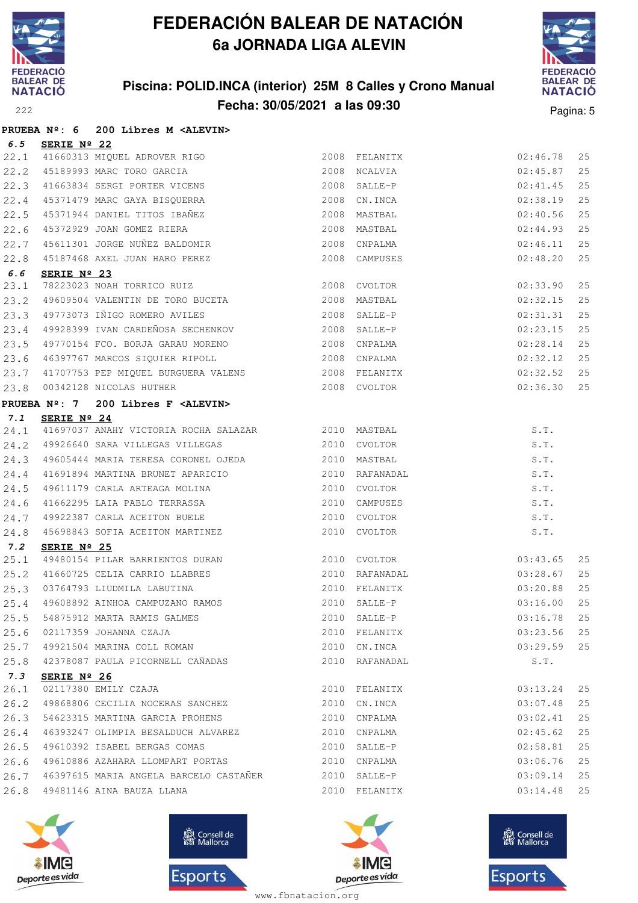# FEDERACIÓN BALEAR DE NATACIÓN

## 6a JORNADA LIGA ALEVIN

### Piscina: POLID.INCA (interior) 25M 8 Calles y Crono Manual

### Fecha: 30/05/2021 a las 09:30

**PRUEBA Nº: 6 200 Libres M <ALEVIN>**

**6.5 SERIE Nº 22**

| | | | | | | |
|---|---|---|---|---|---|---|
| 22.1 | 41660313 | MIQUEL ADROVER RIGO | 2008 | FELANITX | 02:46.78 | 25 |
| 22.2 | 45189993 | MARC TORO GARCIA | 2008 | NCALVIA | 02:45.87 | 25 |
| 22.3 | 41663834 | SERGI PORTER VICENS | 2008 | SALLE-P | 02:41.45 | 25 |
| 22.4 | 45371479 | MARC GAYA BISQUERRA | 2008 | CN.INCA | 02:38.19 | 25 |
| 22.5 | 45371944 | DANIEL TITOS IBAÑEZ | 2008 | MASTBAL | 02:40.56 | 25 |
| 22.6 | 45372929 | JOAN GOMEZ RIERA | 2008 | MASTBAL | 02:44.93 | 25 |
| 22.7 | 45611301 | JORGE NUÑEZ BALDOMIR | 2008 | CNPALMA | 02:46.11 | 25 |
| 22.8 | 45187468 | AXEL JUAN HARO PEREZ | 2008 | CAMPUSES | 02:48.20 | 25 |

**6.6 SERIE Nº 23**

| | | | | | | |
|---|---|---|---|---|---|---|
| 23.1 | 78223023 | NOAH TORRICO RUIZ | 2008 | CVOLTOR | 02:33.90 | 25 |
| 23.2 | 49609504 | VALENTIN DE TORO BUCETA | 2008 | MASTBAL | 02:32.15 | 25 |
| 23.3 | 49773073 | IÑIGO ROMERO AVILES | 2008 | SALLE-P | 02:31.31 | 25 |
| 23.4 | 49928399 | IVAN CARDEÑOSA SECHENKOV | 2008 | SALLE-P | 02:23.15 | 25 |
| 23.5 | 49770154 | FCO. BORJA GARAU MORENO | 2008 | CNPALMA | 02:28.14 | 25 |
| 23.6 | 46397767 | MARCOS SIQUIER RIPOLL | 2008 | CNPALMA | 02:32.12 | 25 |
| 23.7 | 41707753 | PEP MIQUEL BURGUERA VALENS | 2008 | FELANITX | 02:32.52 | 25 |
| 23.8 | 00342128 | NICOLAS HUTHER | 2008 | CVOLTOR | 02:36.30 | 25 |

**PRUEBA Nº: 7 200 Libres F <ALEVIN>**

**7.1 SERIE Nº 24**

| | | | | | | |
|---|---|---|---|---|---|---|
| 24.1 | 41697037 | ANAHY VICTORIA ROCHA SALAZAR | 2010 | MASTBAL | S.T. | |
| 24.2 | 49926640 | SARA VILLEGAS VILLEGAS | 2010 | CVOLTOR | S.T. | |
| 24.3 | 49605444 | MARIA TERESA CORONEL OJEDA | 2010 | MASTBAL | S.T. | |
| 24.4 | 41691894 | MARTINA BRUNET APARICIO | 2010 | RAFANADAL | S.T. | |
| 24.5 | 49611179 | CARLA ARTEAGA MOLINA | 2010 | CVOLTOR | S.T. | |
| 24.6 | 41662295 | LAIA PABLO TERRASSA | 2010 | CAMPUSES | S.T. | |
| 24.7 | 49922387 | CARLA ACEITON BUELE | 2010 | CVOLTOR | S.T. | |
| 24.8 | 45698843 | SOFIA ACEITON MARTINEZ | 2010 | CVOLTOR | S.T. | |

**7.2 SERIE Nº 25**

| | | | | | | |
|---|---|---|---|---|---|---|
| 25.1 | 49480154 | PILAR BARRIENTOS DURAN | 2010 | CVOLTOR | 03:43.65 | 25 |
| 25.2 | 41660725 | CELIA CARRIO LLABRES | 2010 | RAFANADAL | 03:28.67 | 25 |
| 25.3 | 03764793 | LIUDMILA LABUTINA | 2010 | FELANITX | 03:20.88 | 25 |
| 25.4 | 49608892 | AINHOA CAMPUZANO RAMOS | 2010 | SALLE-P | 03:16.00 | 25 |
| 25.5 | 54875912 | MARTA RAMIS GALMES | 2010 | SALLE-P | 03:16.78 | 25 |
| 25.6 | 02117359 | JOHANNA CZAJA | 2010 | FELANITX | 03:23.56 | 25 |
| 25.7 | 49921504 | MARINA COLL ROMAN | 2010 | CN.INCA | 03:29.59 | 25 |
| 25.8 | 42378087 | PAULA PICORNELL CAÑADAS | 2010 | RAFANADAL | S.T. | |

**7.3 SERIE Nº 26**

| | | | | | | |
|---|---|---|---|---|---|---|
| 26.1 | 02117380 | EMILY CZAJA | 2010 | FELANITX | 03:13.24 | 25 |
| 26.2 | 49868806 | CECILIA NOCERAS SANCHEZ | 2010 | CN.INCA | 03:07.48 | 25 |
| 26.3 | 54623315 | MARTINA GARCIA PROHENS | 2010 | CNPALMA | 03:02.41 | 25 |
| 26.4 | 46393247 | OLIMPIA BESALDUCH ALVAREZ | 2010 | CNPALMA | 02:45.62 | 25 |
| 26.5 | 49610392 | ISABEL BERGAS COMAS | 2010 | SALLE-P | 02:58.81 | 25 |
| 26.6 | 49610886 | AZAHARA LLOMPART PORTAS | 2010 | CNPALMA | 03:06.76 | 25 |
| 26.7 | 46397615 | MARIA ANGELA BARCELO CASTAÑER | 2010 | SALLE-P | 03:09.14 | 25 |
| 26.8 | 49481146 | AINA BAUZA LLANA | 2010 | FELANITX | 03:14.48 | 25 |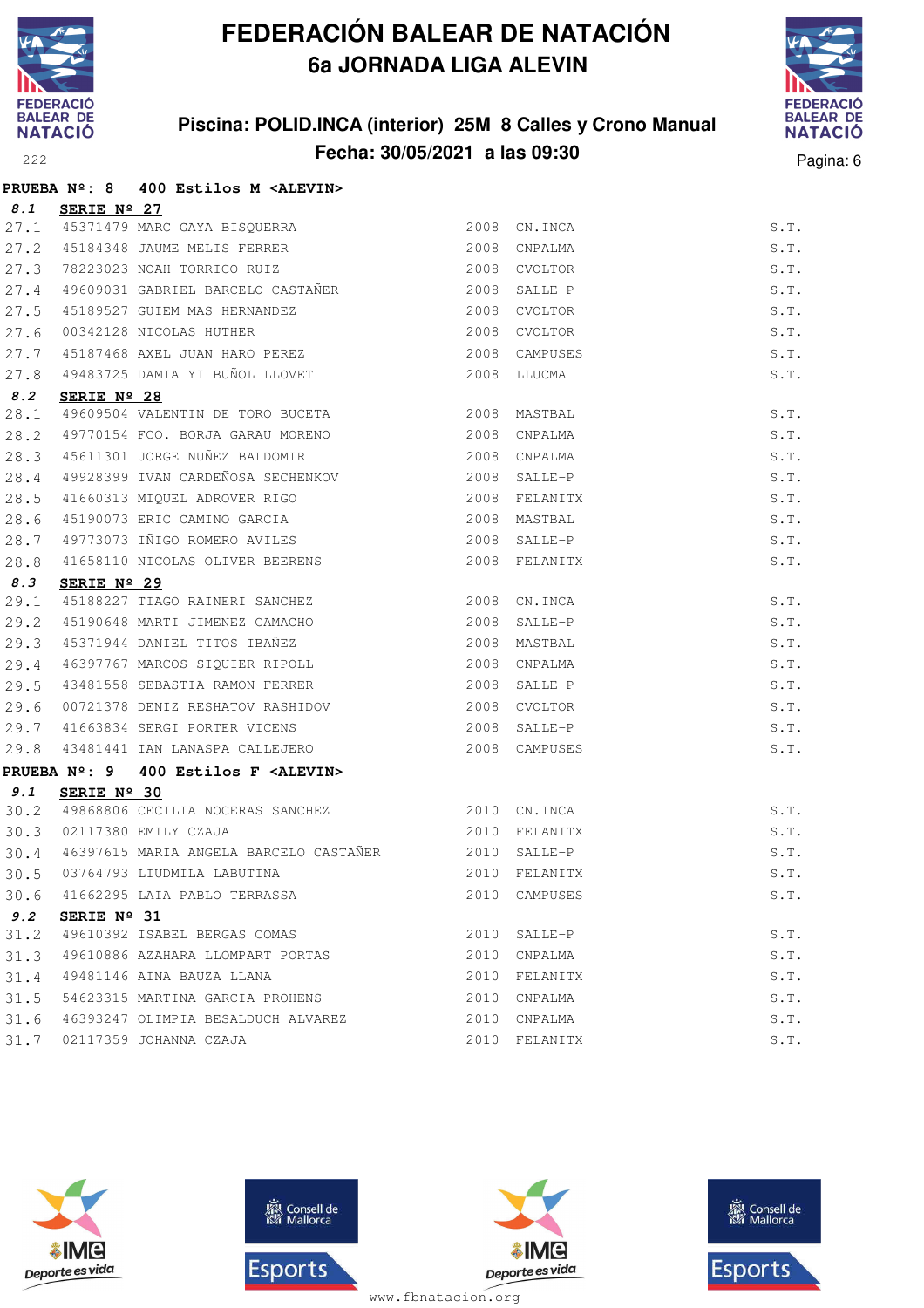# FEDERACIÓN BALEAR DE NATACIÓN
## 6a JORNADA LIGA ALEVIN

### Piscina: POLID.INCA (interior) 25M 8 Calles y Crono Manual
### Fecha: 30/05/2021 a las 09:30

**PRUEBA Nº: 8 400 Estilos M <ALEVIN>**

*8.1* **SERIE Nº 27**

| | | | | | |
|---|---|---|---|---|---|
| 27.1 | 45371479 | MARC GAYA BISQUERRA | 2008 | CN.INCA | S.T. |
| 27.2 | 45184348 | JAUME MELIS FERRER | 2008 | CNPALMA | S.T. |
| 27.3 | 78223023 | NOAH TORRICO RUIZ | 2008 | CVOLTOR | S.T. |
| 27.4 | 49609031 | GABRIEL BARCELO CASTAÑER | 2008 | SALLE-P | S.T. |
| 27.5 | 45189527 | GUIEM MAS HERNANDEZ | 2008 | CVOLTOR | S.T. |
| 27.6 | 00342128 | NICOLAS HUTHER | 2008 | CVOLTOR | S.T. |
| 27.7 | 45187468 | AXEL JUAN HARO PEREZ | 2008 | CAMPUSES | S.T. |
| 27.8 | 49483725 | DAMIA YI BUÑOL LLOVET | 2008 | LLUCMA | S.T. |

*8.2* **SERIE Nº 28**

| | | | | | |
|---|---|---|---|---|---|
| 28.1 | 49609504 | VALENTIN DE TORO BUCETA | 2008 | MASTBAL | S.T. |
| 28.2 | 49770154 | FCO. BORJA GARAU MORENO | 2008 | CNPALMA | S.T. |
| 28.3 | 45611301 | JORGE NUÑEZ BALDOMIR | 2008 | CNPALMA | S.T. |
| 28.4 | 49928399 | IVAN CARDEÑOSA SECHENKOV | 2008 | SALLE-P | S.T. |
| 28.5 | 41660313 | MIQUEL ADROVER RIGO | 2008 | FELANITX | S.T. |
| 28.6 | 45190073 | ERIC CAMINO GARCIA | 2008 | MASTBAL | S.T. |
| 28.7 | 49773073 | IÑIGO ROMERO AVILES | 2008 | SALLE-P | S.T. |
| 28.8 | 41658110 | NICOLAS OLIVER BEERENS | 2008 | FELANITX | S.T. |

*8.3* **SERIE Nº 29**

| | | | | | |
|---|---|---|---|---|---|
| 29.1 | 45188227 | TIAGO RAINERI SANCHEZ | 2008 | CN.INCA | S.T. |
| 29.2 | 45190648 | MARTI JIMENEZ CAMACHO | 2008 | SALLE-P | S.T. |
| 29.3 | 45371944 | DANIEL TITOS IBAÑEZ | 2008 | MASTBAL | S.T. |
| 29.4 | 46397767 | MARCOS SIQUIER RIPOLL | 2008 | CNPALMA | S.T. |
| 29.5 | 43481558 | SEBASTIA RAMON FERRER | 2008 | SALLE-P | S.T. |
| 29.6 | 00721378 | DENIZ RESHATOV RASHIDOV | 2008 | CVOLTOR | S.T. |
| 29.7 | 41663834 | SERGI PORTER VICENS | 2008 | SALLE-P | S.T. |
| 29.8 | 43481441 | IAN LANASPA CALLEJERO | 2008 | CAMPUSES | S.T. |

**PRUEBA Nº: 9 400 Estilos F <ALEVIN>**

*9.1* **SERIE Nº 30**

| | | | | | |
|---|---|---|---|---|---|
| 30.2 | 49868806 | CECILIA NOCERAS SANCHEZ | 2010 | CN.INCA | S.T. |
| 30.3 | 02117380 | EMILY CZAJA | 2010 | FELANITX | S.T. |
| 30.4 | 46397615 | MARIA ANGELA BARCELO CASTAÑER | 2010 | SALLE-P | S.T. |
| 30.5 | 03764793 | LIUDMILA LABUTINA | 2010 | FELANITX | S.T. |
| 30.6 | 41662295 | LAIA PABLO TERRASSA | 2010 | CAMPUSES | S.T. |

*9.2* **SERIE Nº 31**

| | | | | | |
|---|---|---|---|---|---|
| 31.2 | 49610392 | ISABEL BERGAS COMAS | 2010 | SALLE-P | S.T. |
| 31.3 | 49610886 | AZAHARA LLOMPART PORTAS | 2010 | CNPALMA | S.T. |
| 31.4 | 49481146 | AINA BAUZA LLANA | 2010 | FELANITX | S.T. |
| 31.5 | 54623315 | MARTINA GARCIA PROHENS | 2010 | CNPALMA | S.T. |
| 31.6 | 46393247 | OLIMPIA BESALDUCH ALVAREZ | 2010 | CNPALMA | S.T. |
| 31.7 | 02117359 | JOHANNA CZAJA | 2010 | FELANITX | S.T. |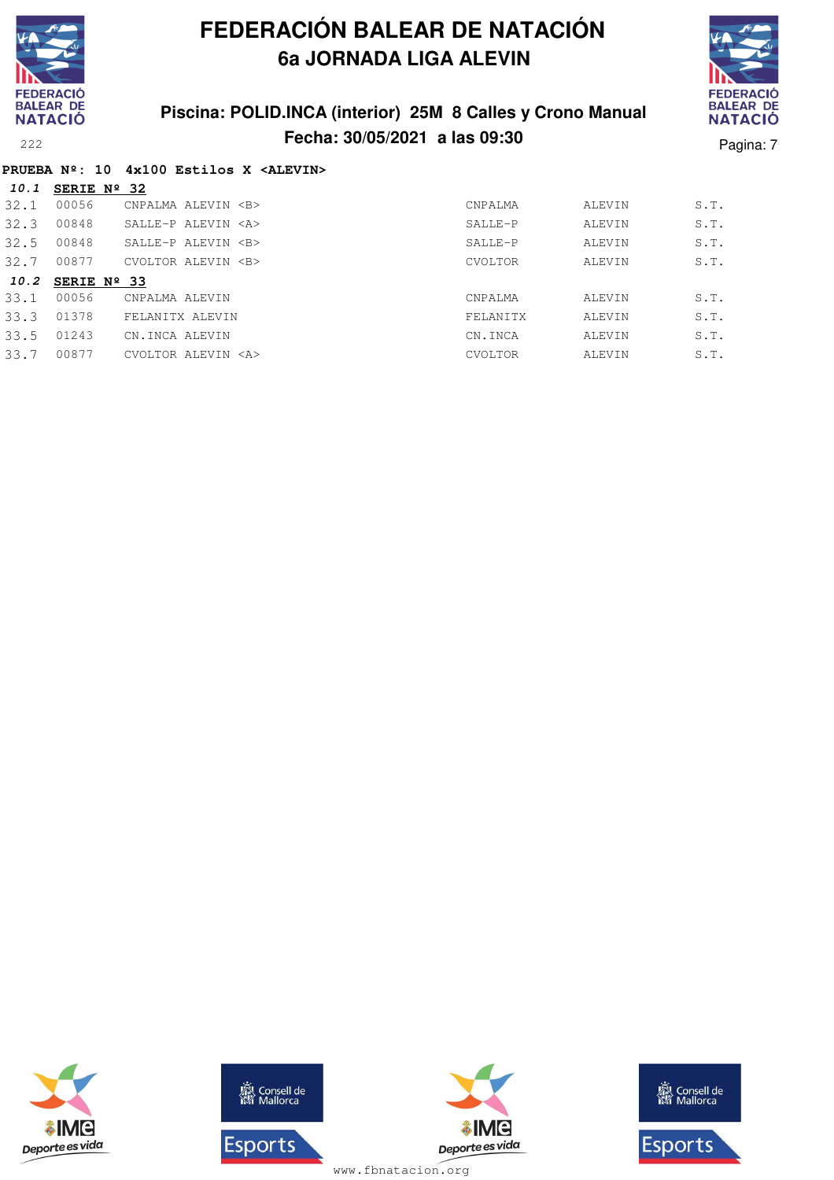# FEDERACIÓN BALEAR DE NATACIÓN
## 6a JORNADA LIGA ALEVIN

**Piscina: POLID.INCA (interior) 25M 8 Calles y Crono Manual**
**Fecha: 30/05/2021 a las 09:30**

222

**PRUEBA Nº: 10 4x100 Estilos X <ALEVIN>**

*10.1* **SERIE Nº 32**

| | | | | | |
|---|---|---|---|---|---|
| 32.1 | 00056 | CNPALMA ALEVIN <B> | CNPALMA | ALEVIN | S.T. |
| 32.3 | 00848 | SALLE-P ALEVIN <A> | SALLE-P | ALEVIN | S.T. |
| 32.5 | 00848 | SALLE-P ALEVIN <B> | SALLE-P | ALEVIN | S.T. |
| 32.7 | 00877 | CVOLTOR ALEVIN <B> | CVOLTOR | ALEVIN | S.T. |

*10.2* **SERIE Nº 33**

| | | | | | |
|---|---|---|---|---|---|
| 33.1 | 00056 | CNPALMA ALEVIN | CNPALMA | ALEVIN | S.T. |
| 33.3 | 01378 | FELANITX ALEVIN | FELANITX | ALEVIN | S.T. |
| 33.5 | 01243 | CN.INCA ALEVIN | CN.INCA | ALEVIN | S.T. |
| 33.7 | 00877 | CVOLTOR ALEVIN <A> | CVOLTOR | ALEVIN | S.T. |